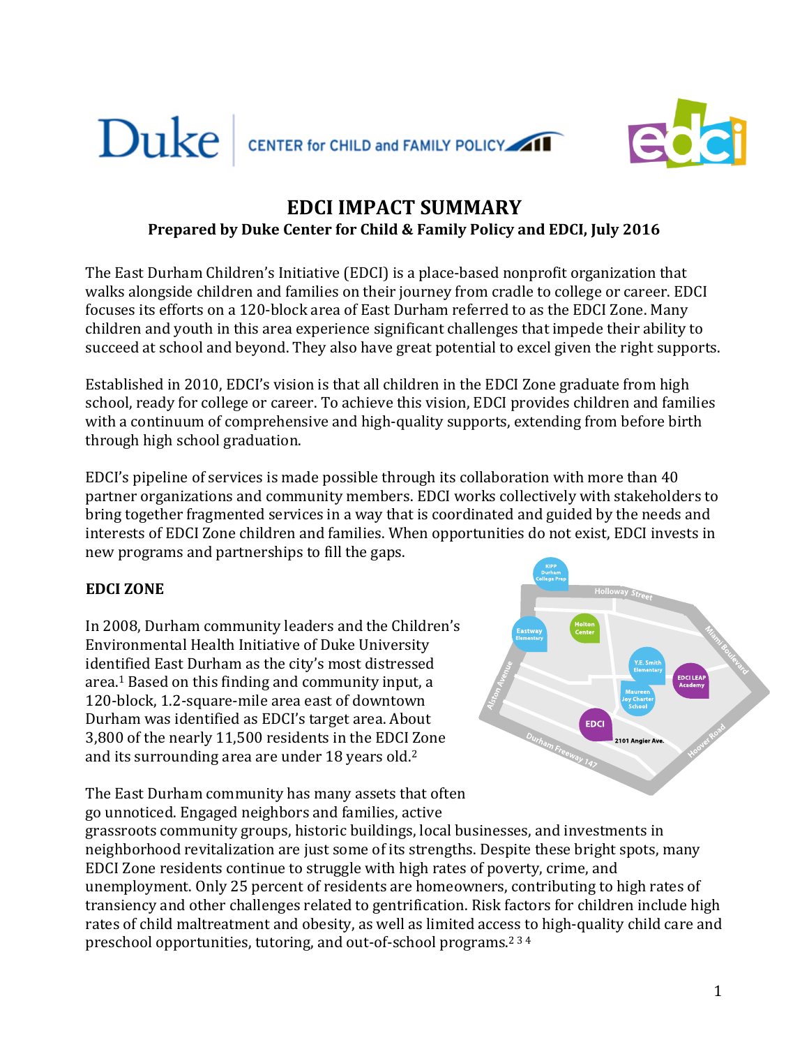# EDCI IMPACT SUMMARY

**Prepared by Duke Center for Child & Family Policy and EDCI, July 2016**

The East Durham Children's Initiative (EDCI) is a place-based nonprofit organization that walks alongside children and families on their journey from cradle to college or career. EDCI focuses its efforts on a 120-block area of East Durham referred to as the EDCI Zone. Many children and youth in this area experience significant challenges that impede their ability to succeed at school and beyond. They also have great potential to excel given the right supports.

Established in 2010, EDCI's vision is that all children in the EDCI Zone graduate from high school, ready for college or career. To achieve this vision, EDCI provides children and families with a continuum of comprehensive and high-quality supports, extending from before birth through high school graduation.

EDCI's pipeline of services is made possible through its collaboration with more than 40 partner organizations and community members. EDCI works collectively with stakeholders to bring together fragmented services in a way that is coordinated and guided by the needs and interests of EDCI Zone children and families. When opportunities do not exist, EDCI invests in new programs and partnerships to fill the gaps.

## EDCI ZONE

In 2008, Durham community leaders and the Children's Environmental Health Initiative of Duke University identified East Durham as the city's most distressed area.[1] Based on this finding and community input, a 120-block, 1.2-square-mile area east of downtown Durham was identified as EDCI's target area. About 3,800 of the nearly 11,500 residents in the EDCI Zone and its surrounding area are under 18 years old.[2]

The East Durham community has many assets that often go unnoticed. Engaged neighbors and families, active grassroots community groups, historic buildings, local businesses, and investments in neighborhood revitalization are just some of its strengths. Despite these bright spots, many EDCI Zone residents continue to struggle with high rates of poverty, crime, and unemployment. Only 25 percent of residents are homeowners, contributing to high rates of transiency and other challenges related to gentrification. Risk factors for children include high rates of child maltreatment and obesity, as well as limited access to high-quality child care and preschool opportunities, tutoring, and out-of-school programs.[2 3 4]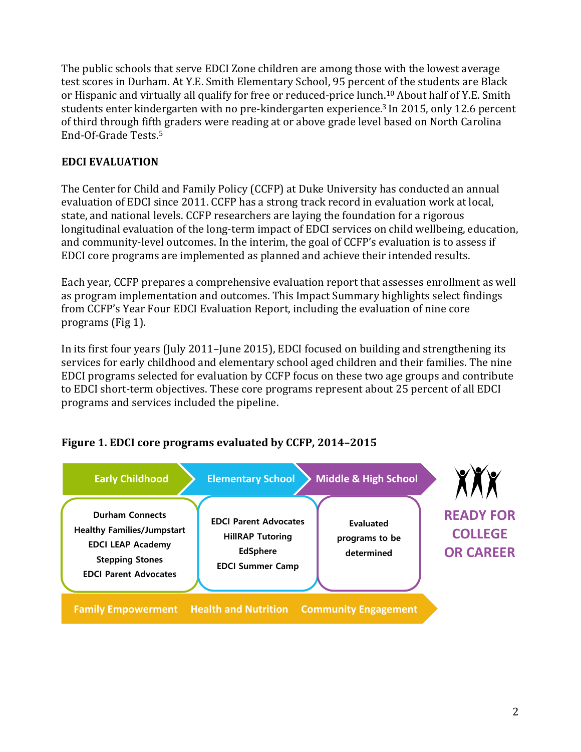The public schools that serve EDCI Zone children are among those with the lowest average test scores in Durham. At Y.E. Smith Elementary School, 95 percent of the students are Black or Hispanic and virtually all qualify for free or reduced-price lunch.[10] About half of Y.E. Smith students enter kindergarten with no pre-kindergarten experience.[3] In 2015, only 12.6 percent of third through fifth graders were reading at or above grade level based on North Carolina End-Of-Grade Tests.[5]

## EDCI EVALUATION

The Center for Child and Family Policy (CCFP) at Duke University has conducted an annual evaluation of EDCI since 2011. CCFP has a strong track record in evaluation work at local, state, and national levels. CCFP researchers are laying the foundation for a rigorous longitudinal evaluation of the long-term impact of EDCI services on child wellbeing, education, and community-level outcomes. In the interim, the goal of CCFP's evaluation is to assess if EDCI core programs are implemented as planned and achieve their intended results.

Each year, CCFP prepares a comprehensive evaluation report that assesses enrollment as well as program implementation and outcomes. This Impact Summary highlights select findings from CCFP's Year Four EDCI Evaluation Report, including the evaluation of nine core programs (Fig 1).

In its first four years (July 2011–June 2015), EDCI focused on building and strengthening its services for early childhood and elementary school aged children and their families. The nine EDCI programs selected for evaluation by CCFP focus on these two age groups and contribute to EDCI short-term objectives. These core programs represent about 25 percent of all EDCI programs and services included the pipeline.

**Figure 1. EDCI core programs evaluated by CCFP, 2014–2015**

| Early Childhood | Elementary School | Middle & High School | |
|---|---|---|---|
| Durham Connects<br>Healthy Families/Jumpstart<br>EDCI LEAP Academy<br>Stepping Stones<br>EDCI Parent Advocates | EDCI Parent Advocates<br>HillRAP Tutoring<br>EdSphere<br>EDCI Summer Camp | Evaluated programs to be determined | READY FOR COLLEGE OR CAREER |
| Family Empowerment | Health and Nutrition | Community Engagement | |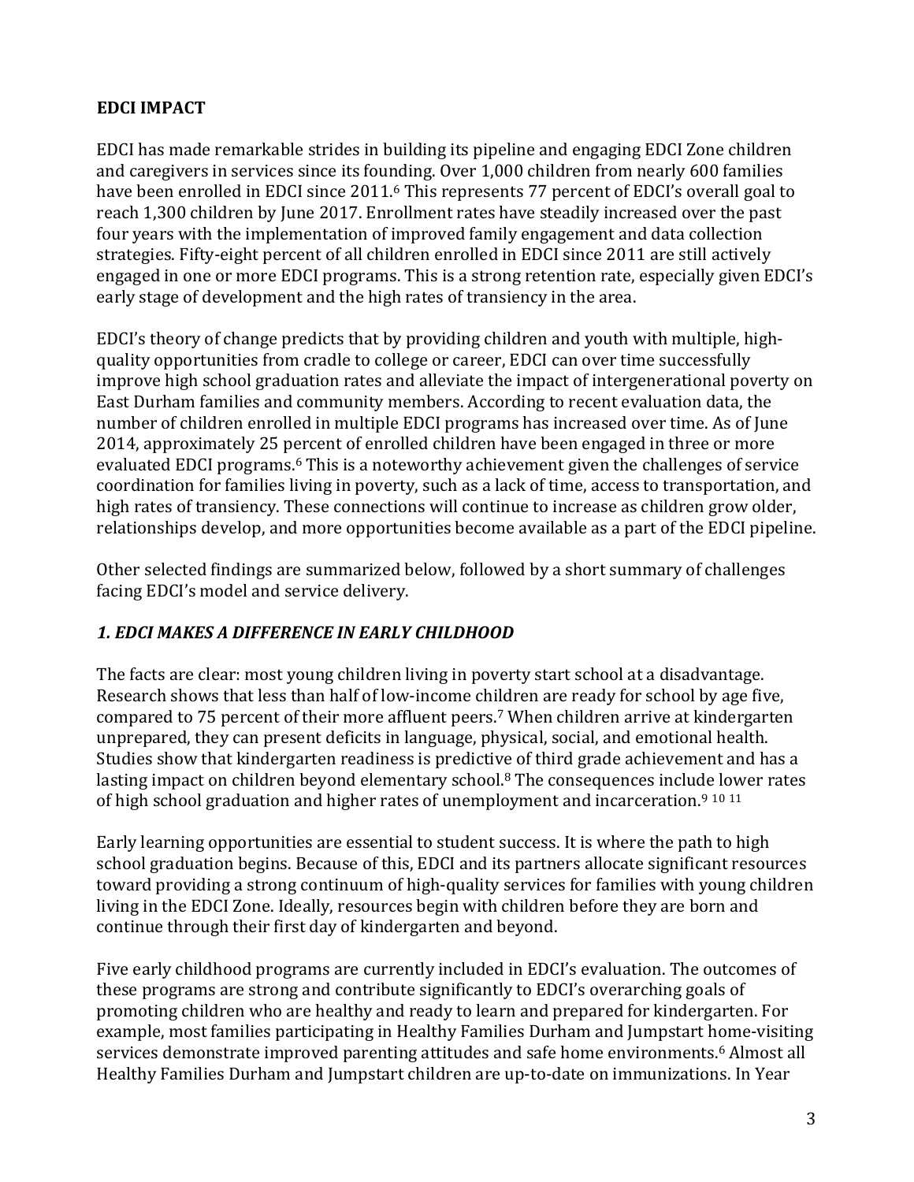**EDCI IMPACT**

EDCI has made remarkable strides in building its pipeline and engaging EDCI Zone children and caregivers in services since its founding. Over 1,000 children from nearly 600 families have been enrolled in EDCI since 2011.[6] This represents 77 percent of EDCI's overall goal to reach 1,300 children by June 2017. Enrollment rates have steadily increased over the past four years with the implementation of improved family engagement and data collection strategies. Fifty-eight percent of all children enrolled in EDCI since 2011 are still actively engaged in one or more EDCI programs. This is a strong retention rate, especially given EDCI's early stage of development and the high rates of transiency in the area.

EDCI's theory of change predicts that by providing children and youth with multiple, high-quality opportunities from cradle to college or career, EDCI can over time successfully improve high school graduation rates and alleviate the impact of intergenerational poverty on East Durham families and community members. According to recent evaluation data, the number of children enrolled in multiple EDCI programs has increased over time. As of June 2014, approximately 25 percent of enrolled children have been engaged in three or more evaluated EDCI programs.[6] This is a noteworthy achievement given the challenges of service coordination for families living in poverty, such as a lack of time, access to transportation, and high rates of transiency. These connections will continue to increase as children grow older, relationships develop, and more opportunities become available as a part of the EDCI pipeline.

Other selected findings are summarized below, followed by a short summary of challenges facing EDCI's model and service delivery.

***1. EDCI MAKES A DIFFERENCE IN EARLY CHILDHOOD***

The facts are clear: most young children living in poverty start school at a disadvantage. Research shows that less than half of low-income children are ready for school by age five, compared to 75 percent of their more affluent peers.[7] When children arrive at kindergarten unprepared, they can present deficits in language, physical, social, and emotional health. Studies show that kindergarten readiness is predictive of third grade achievement and has a lasting impact on children beyond elementary school.[8] The consequences include lower rates of high school graduation and higher rates of unemployment and incarceration.[9] [10] [11]

Early learning opportunities are essential to student success. It is where the path to high school graduation begins. Because of this, EDCI and its partners allocate significant resources toward providing a strong continuum of high-quality services for families with young children living in the EDCI Zone. Ideally, resources begin with children before they are born and continue through their first day of kindergarten and beyond.

Five early childhood programs are currently included in EDCI's evaluation. The outcomes of these programs are strong and contribute significantly to EDCI's overarching goals of promoting children who are healthy and ready to learn and prepared for kindergarten. For example, most families participating in Healthy Families Durham and Jumpstart home-visiting services demonstrate improved parenting attitudes and safe home environments.[6] Almost all Healthy Families Durham and Jumpstart children are up-to-date on immunizations. In Year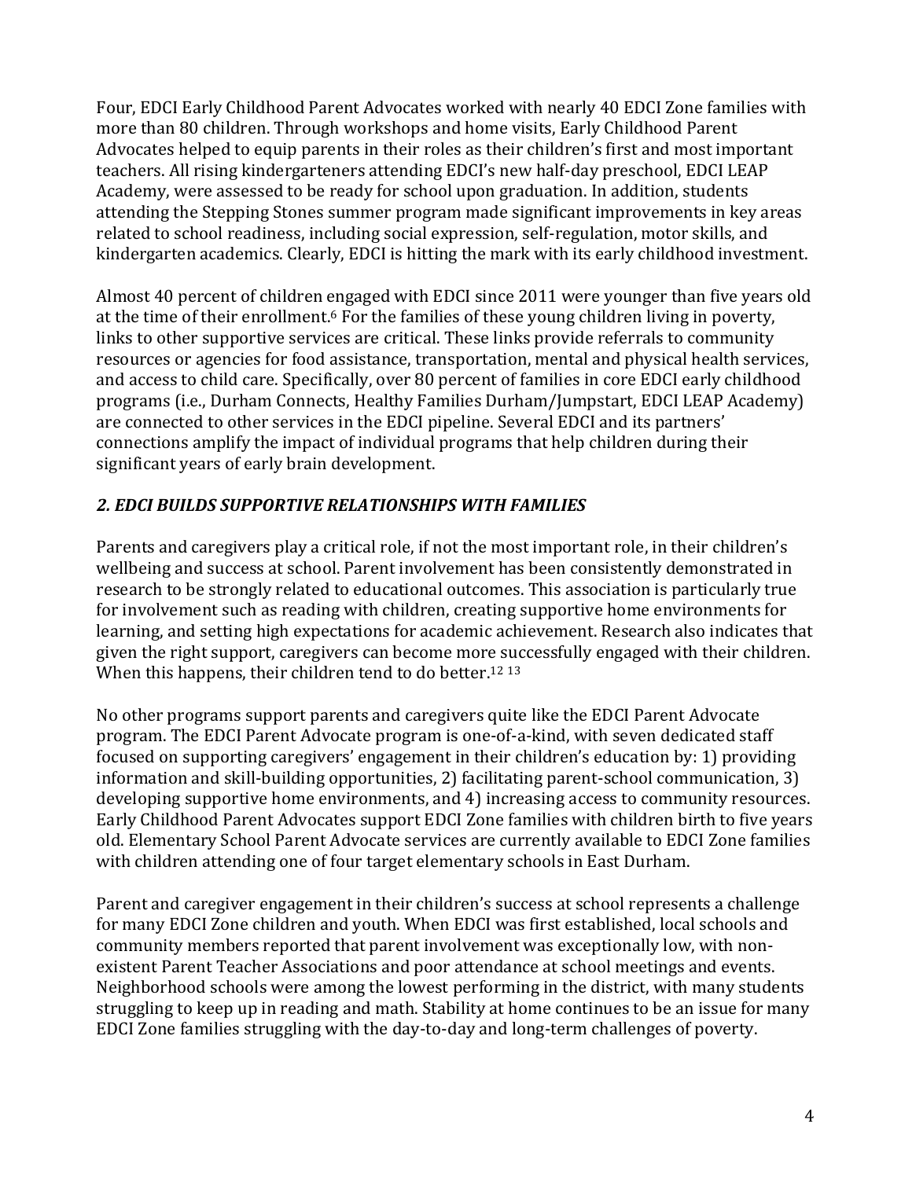Four, EDCI Early Childhood Parent Advocates worked with nearly 40 EDCI Zone families with more than 80 children. Through workshops and home visits, Early Childhood Parent Advocates helped to equip parents in their roles as their children's first and most important teachers. All rising kindergarteners attending EDCI's new half-day preschool, EDCI LEAP Academy, were assessed to be ready for school upon graduation. In addition, students attending the Stepping Stones summer program made significant improvements in key areas related to school readiness, including social expression, self-regulation, motor skills, and kindergarten academics. Clearly, EDCI is hitting the mark with its early childhood investment.

Almost 40 percent of children engaged with EDCI since 2011 were younger than five years old at the time of their enrollment.[6] For the families of these young children living in poverty, links to other supportive services are critical. These links provide referrals to community resources or agencies for food assistance, transportation, mental and physical health services, and access to child care. Specifically, over 80 percent of families in core EDCI early childhood programs (i.e., Durham Connects, Healthy Families Durham/Jumpstart, EDCI LEAP Academy) are connected to other services in the EDCI pipeline. Several EDCI and its partners' connections amplify the impact of individual programs that help children during their significant years of early brain development.

## *2. EDCI BUILDS SUPPORTIVE RELATIONSHIPS WITH FAMILIES*

Parents and caregivers play a critical role, if not the most important role, in their children's wellbeing and success at school. Parent involvement has been consistently demonstrated in research to be strongly related to educational outcomes. This association is particularly true for involvement such as reading with children, creating supportive home environments for learning, and setting high expectations for academic achievement. Research also indicates that given the right support, caregivers can become more successfully engaged with their children. When this happens, their children tend to do better.[12] [13]

No other programs support parents and caregivers quite like the EDCI Parent Advocate program. The EDCI Parent Advocate program is one-of-a-kind, with seven dedicated staff focused on supporting caregivers' engagement in their children's education by: 1) providing information and skill-building opportunities, 2) facilitating parent-school communication, 3) developing supportive home environments, and 4) increasing access to community resources. Early Childhood Parent Advocates support EDCI Zone families with children birth to five years old. Elementary School Parent Advocate services are currently available to EDCI Zone families with children attending one of four target elementary schools in East Durham.

Parent and caregiver engagement in their children's success at school represents a challenge for many EDCI Zone children and youth. When EDCI was first established, local schools and community members reported that parent involvement was exceptionally low, with non-existent Parent Teacher Associations and poor attendance at school meetings and events. Neighborhood schools were among the lowest performing in the district, with many students struggling to keep up in reading and math. Stability at home continues to be an issue for many EDCI Zone families struggling with the day-to-day and long-term challenges of poverty.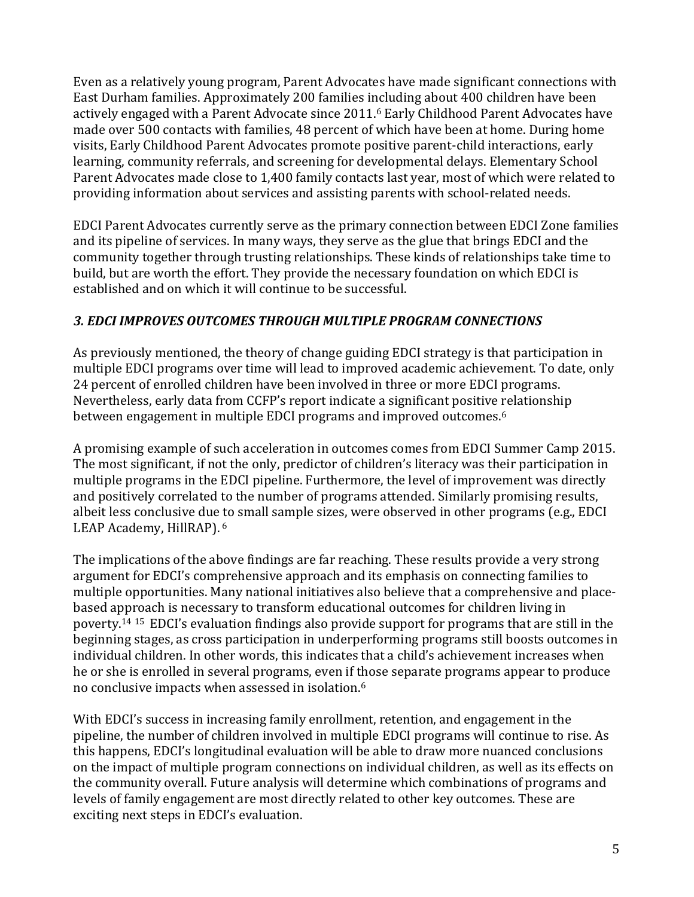Even as a relatively young program, Parent Advocates have made significant connections with East Durham families. Approximately 200 families including about 400 children have been actively engaged with a Parent Advocate since 2011.[6] Early Childhood Parent Advocates have made over 500 contacts with families, 48 percent of which have been at home. During home visits, Early Childhood Parent Advocates promote positive parent-child interactions, early learning, community referrals, and screening for developmental delays. Elementary School Parent Advocates made close to 1,400 family contacts last year, most of which were related to providing information about services and assisting parents with school-related needs.

EDCI Parent Advocates currently serve as the primary connection between EDCI Zone families and its pipeline of services. In many ways, they serve as the glue that brings EDCI and the community together through trusting relationships. These kinds of relationships take time to build, but are worth the effort. They provide the necessary foundation on which EDCI is established and on which it will continue to be successful.

### *3. EDCI IMPROVES OUTCOMES THROUGH MULTIPLE PROGRAM CONNECTIONS*

As previously mentioned, the theory of change guiding EDCI strategy is that participation in multiple EDCI programs over time will lead to improved academic achievement. To date, only 24 percent of enrolled children have been involved in three or more EDCI programs. Nevertheless, early data from CCFP's report indicate a significant positive relationship between engagement in multiple EDCI programs and improved outcomes.[6]

A promising example of such acceleration in outcomes comes from EDCI Summer Camp 2015. The most significant, if not the only, predictor of children's literacy was their participation in multiple programs in the EDCI pipeline. Furthermore, the level of improvement was directly and positively correlated to the number of programs attended. Similarly promising results, albeit less conclusive due to small sample sizes, were observed in other programs (e.g., EDCI LEAP Academy, HillRAP).[6]

The implications of the above findings are far reaching. These results provide a very strong argument for EDCI's comprehensive approach and its emphasis on connecting families to multiple opportunities. Many national initiatives also believe that a comprehensive and place-based approach is necessary to transform educational outcomes for children living in poverty.[14,15] EDCI's evaluation findings also provide support for programs that are still in the beginning stages, as cross participation in underperforming programs still boosts outcomes in individual children. In other words, this indicates that a child's achievement increases when he or she is enrolled in several programs, even if those separate programs appear to produce no conclusive impacts when assessed in isolation.[6]

With EDCI's success in increasing family enrollment, retention, and engagement in the pipeline, the number of children involved in multiple EDCI programs will continue to rise. As this happens, EDCI's longitudinal evaluation will be able to draw more nuanced conclusions on the impact of multiple program connections on individual children, as well as its effects on the community overall. Future analysis will determine which combinations of programs and levels of family engagement are most directly related to other key outcomes. These are exciting next steps in EDCI's evaluation.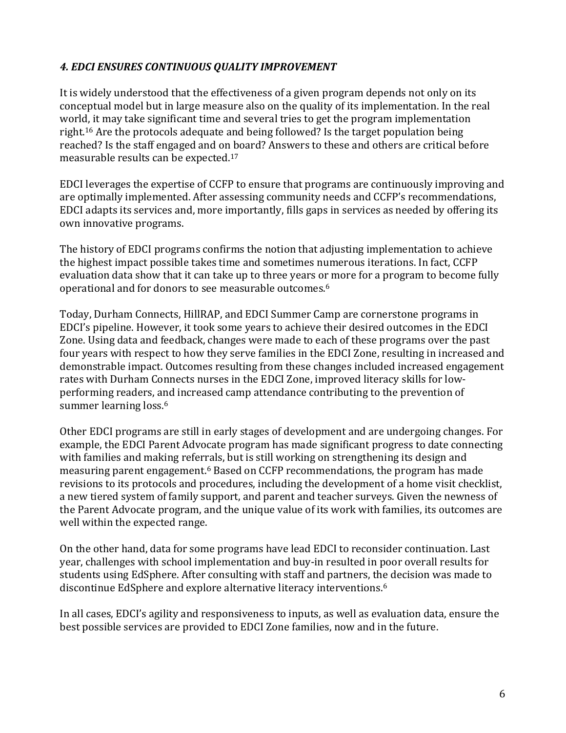### *4. EDCI ENSURES CONTINUOUS QUALITY IMPROVEMENT*

It is widely understood that the effectiveness of a given program depends not only on its conceptual model but in large measure also on the quality of its implementation. In the real world, it may take significant time and several tries to get the program implementation right.[16] Are the protocols adequate and being followed? Is the target population being reached? Is the staff engaged and on board? Answers to these and others are critical before measurable results can be expected.[17]

EDCI leverages the expertise of CCFP to ensure that programs are continuously improving and are optimally implemented. After assessing community needs and CCFP's recommendations, EDCI adapts its services and, more importantly, fills gaps in services as needed by offering its own innovative programs.

The history of EDCI programs confirms the notion that adjusting implementation to achieve the highest impact possible takes time and sometimes numerous iterations. In fact, CCFP evaluation data show that it can take up to three years or more for a program to become fully operational and for donors to see measurable outcomes.[6]

Today, Durham Connects, HillRAP, and EDCI Summer Camp are cornerstone programs in EDCI's pipeline. However, it took some years to achieve their desired outcomes in the EDCI Zone. Using data and feedback, changes were made to each of these programs over the past four years with respect to how they serve families in the EDCI Zone, resulting in increased and demonstrable impact. Outcomes resulting from these changes included increased engagement rates with Durham Connects nurses in the EDCI Zone, improved literacy skills for low-performing readers, and increased camp attendance contributing to the prevention of summer learning loss.[6]

Other EDCI programs are still in early stages of development and are undergoing changes. For example, the EDCI Parent Advocate program has made significant progress to date connecting with families and making referrals, but is still working on strengthening its design and measuring parent engagement.[6] Based on CCFP recommendations, the program has made revisions to its protocols and procedures, including the development of a home visit checklist, a new tiered system of family support, and parent and teacher surveys. Given the newness of the Parent Advocate program, and the unique value of its work with families, its outcomes are well within the expected range.

On the other hand, data for some programs have lead EDCI to reconsider continuation. Last year, challenges with school implementation and buy-in resulted in poor overall results for students using EdSphere. After consulting with staff and partners, the decision was made to discontinue EdSphere and explore alternative literacy interventions.[6]

In all cases, EDCI's agility and responsiveness to inputs, as well as evaluation data, ensure the best possible services are provided to EDCI Zone families, now and in the future.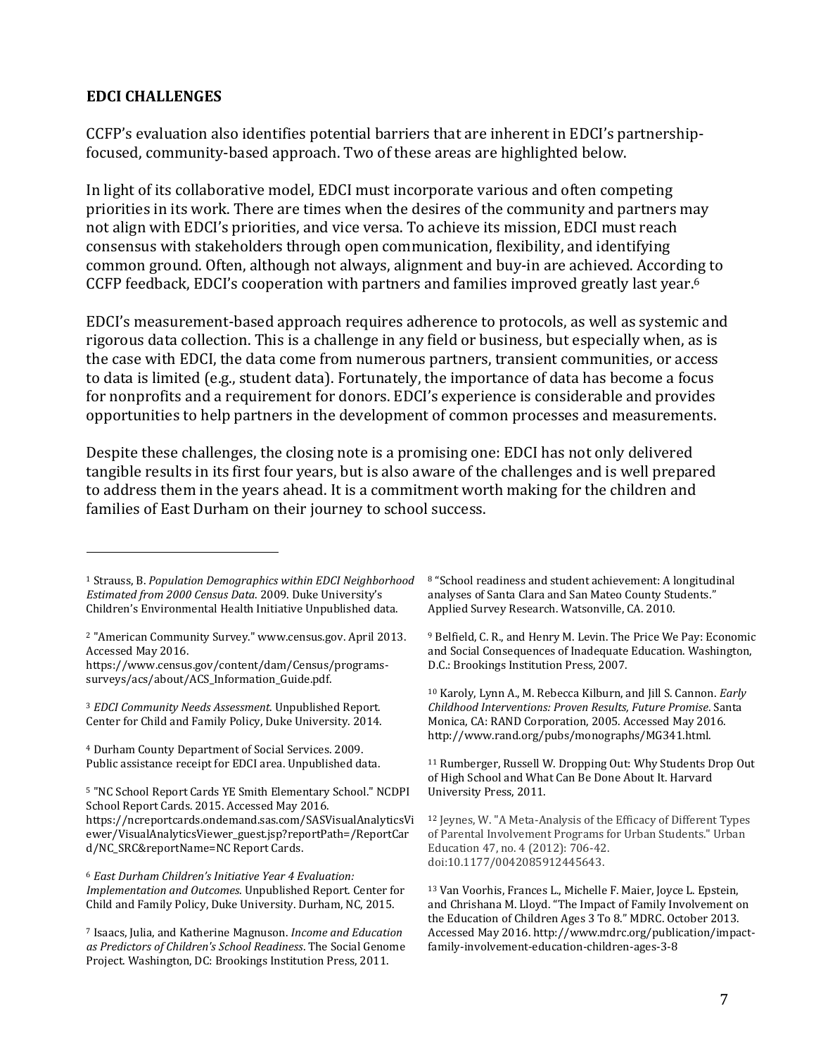**EDCI CHALLENGES**

CCFP's evaluation also identifies potential barriers that are inherent in EDCI's partnership-focused, community-based approach. Two of these areas are highlighted below.

In light of its collaborative model, EDCI must incorporate various and often competing priorities in its work. There are times when the desires of the community and partners may not align with EDCI's priorities, and vice versa. To achieve its mission, EDCI must reach consensus with stakeholders through open communication, flexibility, and identifying common ground. Often, although not always, alignment and buy-in are achieved. According to CCFP feedback, EDCI's cooperation with partners and families improved greatly last year.[6]

EDCI's measurement-based approach requires adherence to protocols, as well as systemic and rigorous data collection. This is a challenge in any field or business, but especially when, as is the case with EDCI, the data come from numerous partners, transient communities, or access to data is limited (e.g., student data). Fortunately, the importance of data has become a focus for nonprofits and a requirement for donors. EDCI's experience is considerable and provides opportunities to help partners in the development of common processes and measurements.

Despite these challenges, the closing note is a promising one: EDCI has not only delivered tangible results in its first four years, but is also aware of the challenges and is well prepared to address them in the years ahead. It is a commitment worth making for the children and families of East Durham on their journey to school success.

---

[1] Strauss, B. *Population Demographics within EDCI Neighborhood Estimated from 2000 Census Data.* 2009. Duke University's Children's Environmental Health Initiative Unpublished data.

[2] "American Community Survey." www.census.gov. April 2013. Accessed May 2016. https://www.census.gov/content/dam/Census/programs-surveys/acs/about/ACS_Information_Guide.pdf.

[3] *EDCI Community Needs Assessment*. Unpublished Report. Center for Child and Family Policy, Duke University. 2014.

[4] Durham County Department of Social Services. 2009. Public assistance receipt for EDCI area. Unpublished data.

[5] "NC School Report Cards YE Smith Elementary School." NCDPI School Report Cards. 2015. Accessed May 2016. https://ncreportcards.ondemand.sas.com/SASVisualAnalyticsViewer/VisualAnalyticsViewer_guest.jsp?reportPath=/ReportCard/NC_SRC&reportName=NC Report Cards.

[6] *East Durham Children's Initiative Year 4 Evaluation: Implementation and Outcomes*. Unpublished Report. Center for Child and Family Policy, Duke University. Durham, NC, 2015.

[7] Isaacs, Julia, and Katherine Magnuson. *Income and Education as Predictors of Children's School Readiness*. The Social Genome Project. Washington, DC: Brookings Institution Press, 2011.

[8] "School readiness and student achievement: A longitudinal analyses of Santa Clara and San Mateo County Students." Applied Survey Research. Watsonville, CA. 2010.

[9] Belfield, C. R., and Henry M. Levin. The Price We Pay: Economic and Social Consequences of Inadequate Education. Washington, D.C.: Brookings Institution Press, 2007.

[10] Karoly, Lynn A., M. Rebecca Kilburn, and Jill S. Cannon. *Early Childhood Interventions: Proven Results, Future Promise*. Santa Monica, CA: RAND Corporation, 2005. Accessed May 2016. http://www.rand.org/pubs/monographs/MG341.html.

[11] Rumberger, Russell W. Dropping Out: Why Students Drop Out of High School and What Can Be Done About It. Harvard University Press, 2011.

[12] Jeynes, W. "A Meta-Analysis of the Efficacy of Different Types of Parental Involvement Programs for Urban Students." Urban Education 47, no. 4 (2012): 706-42. doi:10.1177/0042085912445643.

[13] Van Voorhis, Frances L., Michelle F. Maier, Joyce L. Epstein, and Chrishana M. Lloyd. "The Impact of Family Involvement on the Education of Children Ages 3 To 8." MDRC. October 2013. Accessed May 2016. http://www.mdrc.org/publication/impact-family-involvement-education-children-ages-3-8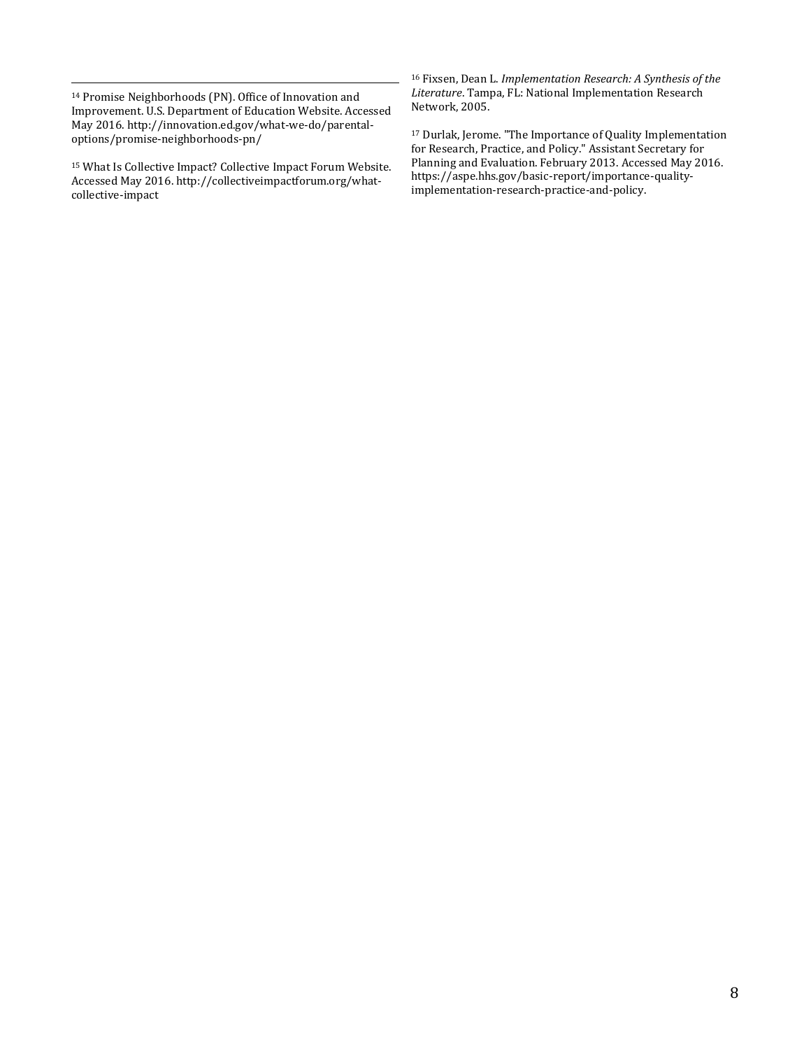[14] Promise Neighborhoods (PN). Office of Innovation and Improvement. U.S. Department of Education Website. Accessed May 2016. http://innovation.ed.gov/what-we-do/parental-options/promise-neighborhoods-pn/

[15] What Is Collective Impact? Collective Impact Forum Website. Accessed May 2016. http://collectiveimpactforum.org/what-collective-impact

[16] Fixsen, Dean L. *Implementation Research: A Synthesis of the Literature*. Tampa, FL: National Implementation Research Network, 2005.

[17] Durlak, Jerome. "The Importance of Quality Implementation for Research, Practice, and Policy." Assistant Secretary for Planning and Evaluation. February 2013. Accessed May 2016. https://aspe.hhs.gov/basic-report/importance-quality-implementation-research-practice-and-policy.